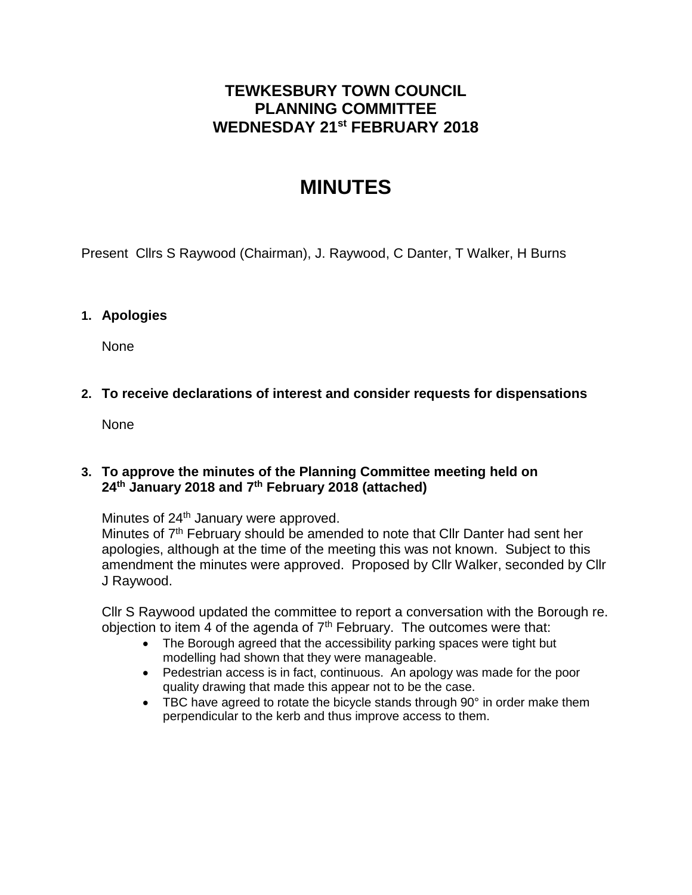# TEWKESBURY TOWN COUNCIL
# PLANNING COMMITTEE
# WEDNESDAY 21st FEBRUARY 2018

# MINUTES

Present Cllrs S Raywood (Chairman), J. Raywood, C Danter, T Walker, H Burns

## 1. Apologies

None

## 2. To receive declarations of interest and consider requests for dispensations

None

## 3. To approve the minutes of the Planning Committee meeting held on 24th January 2018 and 7th February 2018 (attached)

Minutes of 24th January were approved.
Minutes of 7th February should be amended to note that Cllr Danter had sent her apologies, although at the time of the meeting this was not known. Subject to this amendment the minutes were approved. Proposed by Cllr Walker, seconded by Cllr J Raywood.

Cllr S Raywood updated the committee to report a conversation with the Borough re. objection to item 4 of the agenda of 7th February. The outcomes were that:

- The Borough agreed that the accessibility parking spaces were tight but modelling had shown that they were manageable.
- Pedestrian access is in fact, continuous. An apology was made for the poor quality drawing that made this appear not to be the case.
- TBC have agreed to rotate the bicycle stands through 90° in order make them perpendicular to the kerb and thus improve access to them.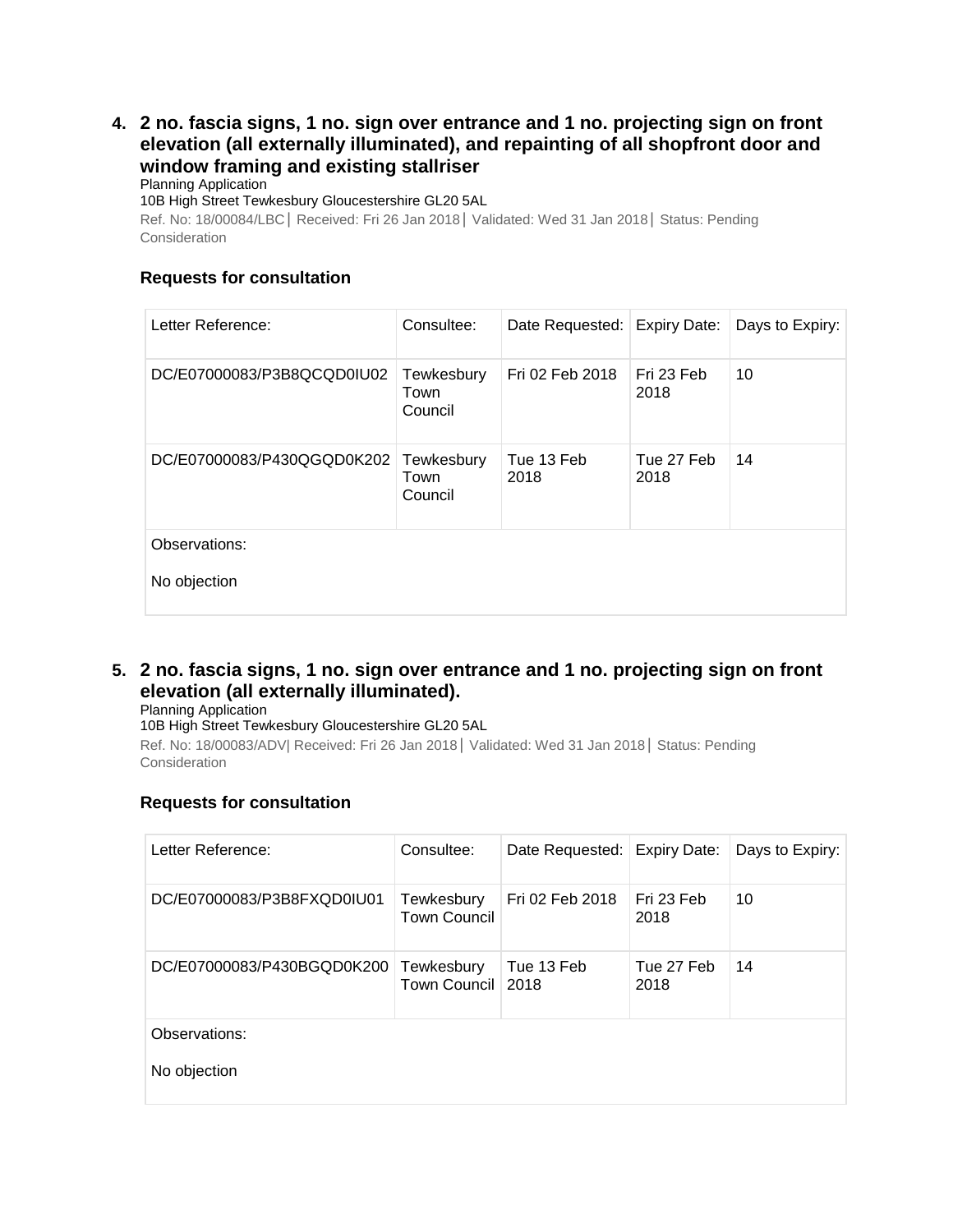4. **2 no. fascia signs, 1 no. sign over entrance and 1 no. projecting sign on front elevation (all externally illuminated), and repainting of all shopfront door and window framing and existing stallriser**

Planning Application
10B High Street Tewkesbury Gloucestershire GL20 5AL
Ref. No: 18/00084/LBC | Received: Fri 26 Jan 2018 | Validated: Wed 31 Jan 2018 | Status: Pending Consideration

### Requests for consultation

| Letter Reference: | Consultee: | Date Requested: | Expiry Date: | Days to Expiry: |
|---|---|---|---|---|
| DC/E07000083/P3B8QCQD0IU02 | Tewkesbury Town Council | Fri 02 Feb 2018 | Fri 23 Feb 2018 | 10 |
| DC/E07000083/P430QGQD0K202 | Tewkesbury Town Council | Tue 13 Feb 2018 | Tue 27 Feb 2018 | 14 |
| Observations:<br><br>No objection | | | | |

5. **2 no. fascia signs, 1 no. sign over entrance and 1 no. projecting sign on front elevation (all externally illuminated).**

Planning Application
10B High Street Tewkesbury Gloucestershire GL20 5AL
Ref. No: 18/00083/ADV| Received: Fri 26 Jan 2018 | Validated: Wed 31 Jan 2018 | Status: Pending Consideration

### Requests for consultation

| Letter Reference: | Consultee: | Date Requested: | Expiry Date: | Days to Expiry: |
|---|---|---|---|---|
| DC/E07000083/P3B8FXQD0IU01 | Tewkesbury Town Council | Fri 02 Feb 2018 | Fri 23 Feb 2018 | 10 |
| DC/E07000083/P430BGQD0K200 | Tewkesbury Town Council | Tue 13 Feb 2018 | Tue 27 Feb 2018 | 14 |
| Observations:<br><br>No objection | | | | |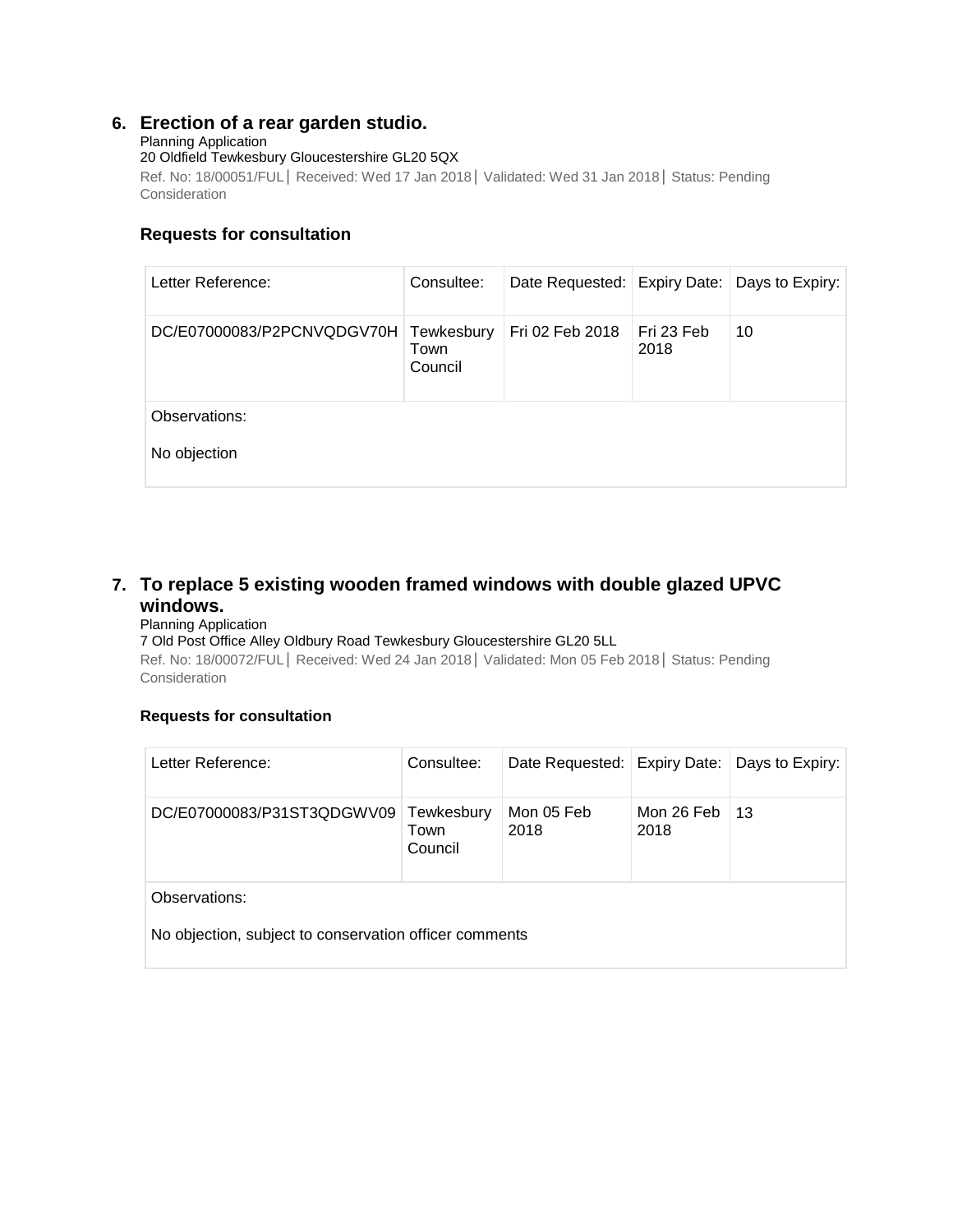## 6. Erection of a rear garden studio.

Planning Application
20 Oldfield Tewkesbury Gloucestershire GL20 5QX
Ref. No: 18/00051/FUL | Received: Wed 17 Jan 2018 | Validated: Wed 31 Jan 2018 | Status: Pending Consideration

### Requests for consultation

| Letter Reference: | Consultee: | Date Requested: | Expiry Date: | Days to Expiry: |
|---|---|---|---|---|
| DC/E07000083/P2PCNVQDGV70H | Tewkesbury Town Council | Fri 02 Feb 2018 | Fri 23 Feb 2018 | 10 |

Observations:

No objection

## 7. To replace 5 existing wooden framed windows with double glazed UPVC windows.

Planning Application
7 Old Post Office Alley Oldbury Road Tewkesbury Gloucestershire GL20 5LL
Ref. No: 18/00072/FUL | Received: Wed 24 Jan 2018 | Validated: Mon 05 Feb 2018 | Status: Pending Consideration

### Requests for consultation

| Letter Reference: | Consultee: | Date Requested: | Expiry Date: | Days to Expiry: |
|---|---|---|---|---|
| DC/E07000083/P31ST3QDGWV09 | Tewkesbury Town Council | Mon 05 Feb 2018 | Mon 26 Feb 2018 | 13 |

Observations:

No objection, subject to conservation officer comments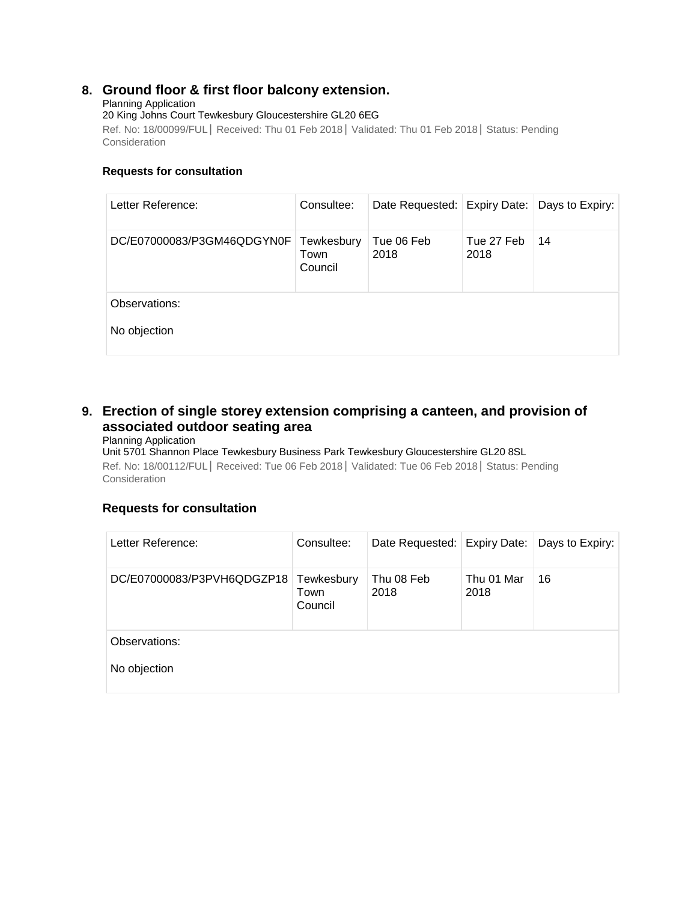## 8. Ground floor & first floor balcony extension.

Planning Application
20 King Johns Court Tewkesbury Gloucestershire GL20 6EG
Ref. No: 18/00099/FUL | Received: Thu 01 Feb 2018 | Validated: Thu 01 Feb 2018 | Status: Pending Consideration

### Requests for consultation

| Letter Reference: | Consultee: | Date Requested: | Expiry Date: | Days to Expiry: |
|---|---|---|---|---|
| DC/E07000083/P3GM46QDGYN0F | Tewkesbury Town Council | Tue 06 Feb 2018 | Tue 27 Feb 2018 | 14 |

Observations:

No objection

## 9. Erection of single storey extension comprising a canteen, and provision of associated outdoor seating area

Planning Application
Unit 5701 Shannon Place Tewkesbury Business Park Tewkesbury Gloucestershire GL20 8SL
Ref. No: 18/00112/FUL | Received: Tue 06 Feb 2018 | Validated: Tue 06 Feb 2018 | Status: Pending Consideration

### Requests for consultation

| Letter Reference: | Consultee: | Date Requested: | Expiry Date: | Days to Expiry: |
|---|---|---|---|---|
| DC/E07000083/P3PVH6QDGZP18 | Tewkesbury Town Council | Thu 08 Feb 2018 | Thu 01 Mar 2018 | 16 |

Observations:

No objection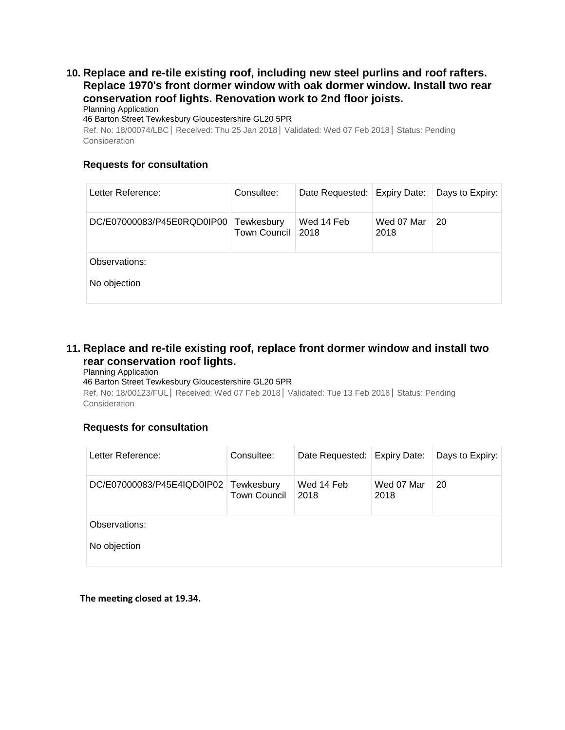**10. Replace and re-tile existing roof, including new steel purlins and roof rafters. Replace 1970's front dormer window with oak dormer window. Install two rear conservation roof lights. Renovation work to 2nd floor joists.**

Planning Application

46 Barton Street Tewkesbury Gloucestershire GL20 5PR

Ref. No: 18/00074/LBC | Received: Thu 25 Jan 2018 | Validated: Wed 07 Feb 2018 | Status: Pending Consideration

### Requests for consultation

| Letter Reference: | Consultee: | Date Requested: | Expiry Date: | Days to Expiry: |
|---|---|---|---|---|
| DC/E07000083/P45E0RQD0IP00 | Tewkesbury Town Council | Wed 14 Feb 2018 | Wed 07 Mar 2018 | 20 |
| Observations: No objection | | | | |

**11. Replace and re-tile existing roof, replace front dormer window and install two rear conservation roof lights.**

Planning Application

46 Barton Street Tewkesbury Gloucestershire GL20 5PR

Ref. No: 18/00123/FUL | Received: Wed 07 Feb 2018 | Validated: Tue 13 Feb 2018 | Status: Pending Consideration

### Requests for consultation

| Letter Reference: | Consultee: | Date Requested: | Expiry Date: | Days to Expiry: |
|---|---|---|---|---|
| DC/E07000083/P45E4IQD0IP02 | Tewkesbury Town Council | Wed 14 Feb 2018 | Wed 07 Mar 2018 | 20 |
| Observations: No objection | | | | |

**The meeting closed at 19.34.**